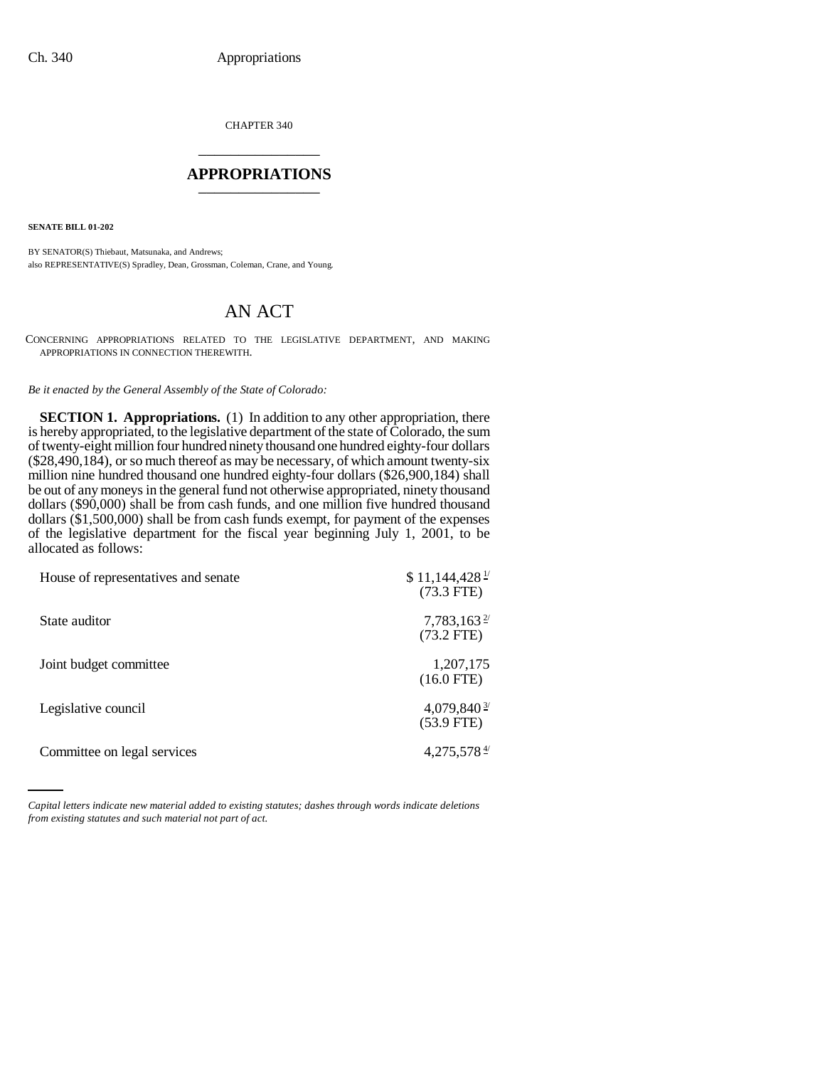CHAPTER 340

## APPROPRIATIONS

**SENATE BILL 01-202**

BY SENATOR(S) Thiebaut, Matsunaka, and Andrews;
also REPRESENTATIVE(S) Spradley, Dean, Grossman, Coleman, Crane, and Young.

# AN ACT

CONCERNING APPROPRIATIONS RELATED TO THE LEGISLATIVE DEPARTMENT, AND MAKING APPROPRIATIONS IN CONNECTION THEREWITH.

*Be it enacted by the General Assembly of the State of Colorado:*

**SECTION 1. Appropriations.** (1) In addition to any other appropriation, there is hereby appropriated, to the legislative department of the state of Colorado, the sum of twenty-eight million four hundred ninety thousand one hundred eighty-four dollars ($28,490,184), or so much thereof as may be necessary, of which amount twenty-six million nine hundred thousand one hundred eighty-four dollars ($26,900,184) shall be out of any moneys in the general fund not otherwise appropriated, ninety thousand dollars ($90,000) shall be from cash funds, and one million five hundred thousand dollars ($1,500,000) shall be from cash funds exempt, for payment of the expenses of the legislative department for the fiscal year beginning July 1, 2001, to be allocated as follows:

| | |
|---|---|
| House of representatives and senate | $ 11,144,428 [1/] (73.3 FTE) |
| State auditor | 7,783,163 [2/] (73.2 FTE) |
| Joint budget committee | 1,207,175 (16.0 FTE) |
| Legislative council | 4,079,840 [3/] (53.9 FTE) |
| Committee on legal services | 4,275,578 [4/] |

*Capital letters indicate new material added to existing statutes; dashes through words indicate deletions from existing statutes and such material not part of act.*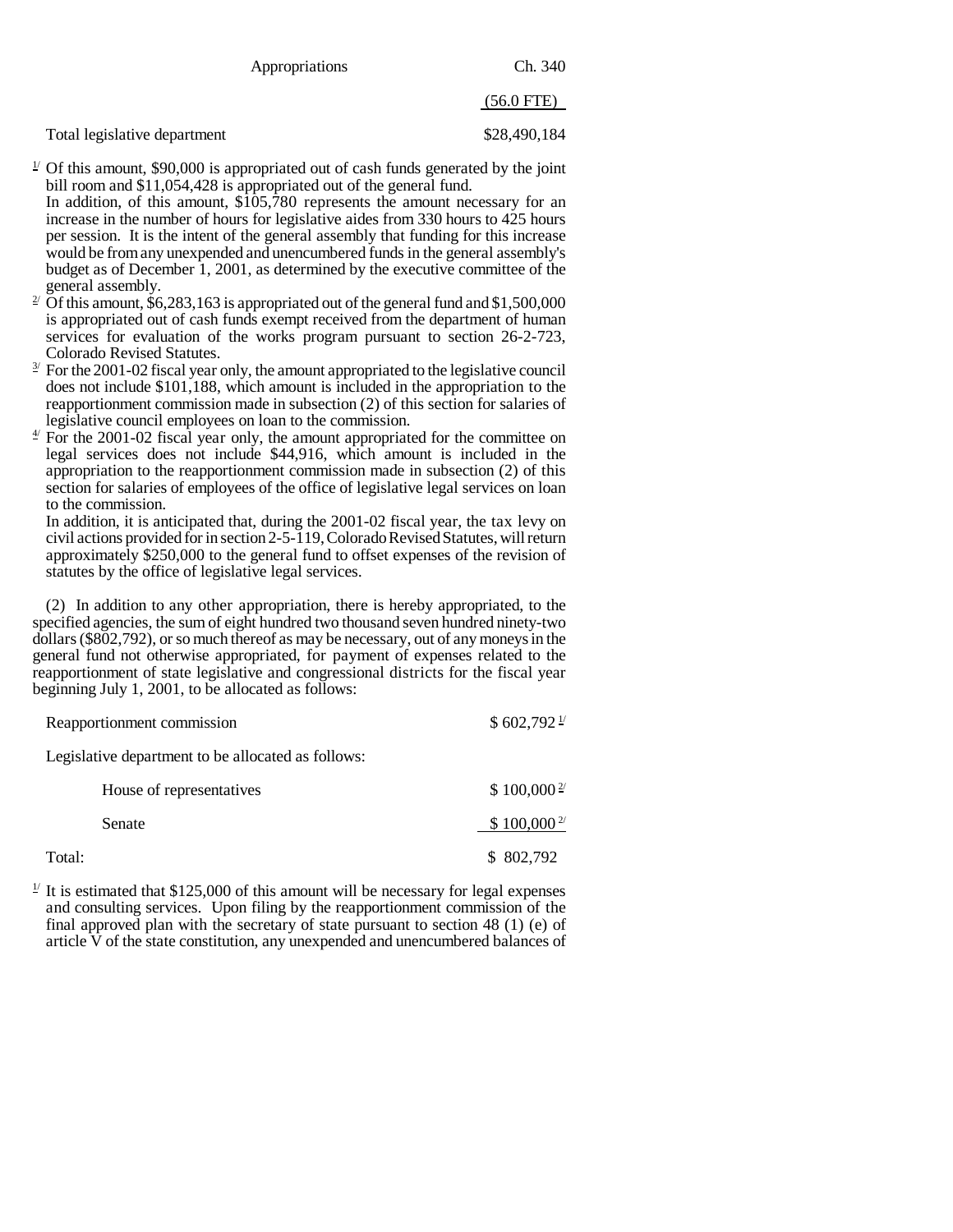(56.0 FTE)

| | |
|---|---|
| Total legislative department | $28,490,184 |

[1] Of this amount, $90,000 is appropriated out of cash funds generated by the joint bill room and $11,054,428 is appropriated out of the general fund.
In addition, of this amount, $105,780 represents the amount necessary for an increase in the number of hours for legislative aides from 330 hours to 425 hours per session. It is the intent of the general assembly that funding for this increase would be from any unexpended and unencumbered funds in the general assembly's budget as of December 1, 2001, as determined by the executive committee of the general assembly.

[2] Of this amount, $6,283,163 is appropriated out of the general fund and $1,500,000 is appropriated out of cash funds exempt received from the department of human services for evaluation of the works program pursuant to section 26-2-723, Colorado Revised Statutes.

[3] For the 2001-02 fiscal year only, the amount appropriated to the legislative council does not include $101,188, which amount is included in the appropriation to the reapportionment commission made in subsection (2) of this section for salaries of legislative council employees on loan to the commission.

[4] For the 2001-02 fiscal year only, the amount appropriated for the committee on legal services does not include $44,916, which amount is included in the appropriation to the reapportionment commission made in subsection (2) of this section for salaries of employees of the office of legislative legal services on loan to the commission.
In addition, it is anticipated that, during the 2001-02 fiscal year, the tax levy on civil actions provided for in section 2-5-119, Colorado Revised Statutes, will return approximately $250,000 to the general fund to offset expenses of the revision of statutes by the office of legislative legal services.

(2) In addition to any other appropriation, there is hereby appropriated, to the specified agencies, the sum of eight hundred two thousand seven hundred ninety-two dollars ($802,792), or so much thereof as may be necessary, out of any moneys in the general fund not otherwise appropriated, for payment of expenses related to the reapportionment of state legislative and congressional districts for the fiscal year beginning July 1, 2001, to be allocated as follows:

| | |
|---|---|
| Reapportionment commission | $ 602,792[1] |
| Legislative department to be allocated as follows: | |
| House of representatives | $ 100,000[2] |
| Senate | $ 100,000[2] |
| Total: | $ 802,792 |

[1] It is estimated that $125,000 of this amount will be necessary for legal expenses and consulting services. Upon filing by the reapportionment commission of the final approved plan with the secretary of state pursuant to section 48 (1) (e) of article V of the state constitution, any unexpended and unencumbered balances of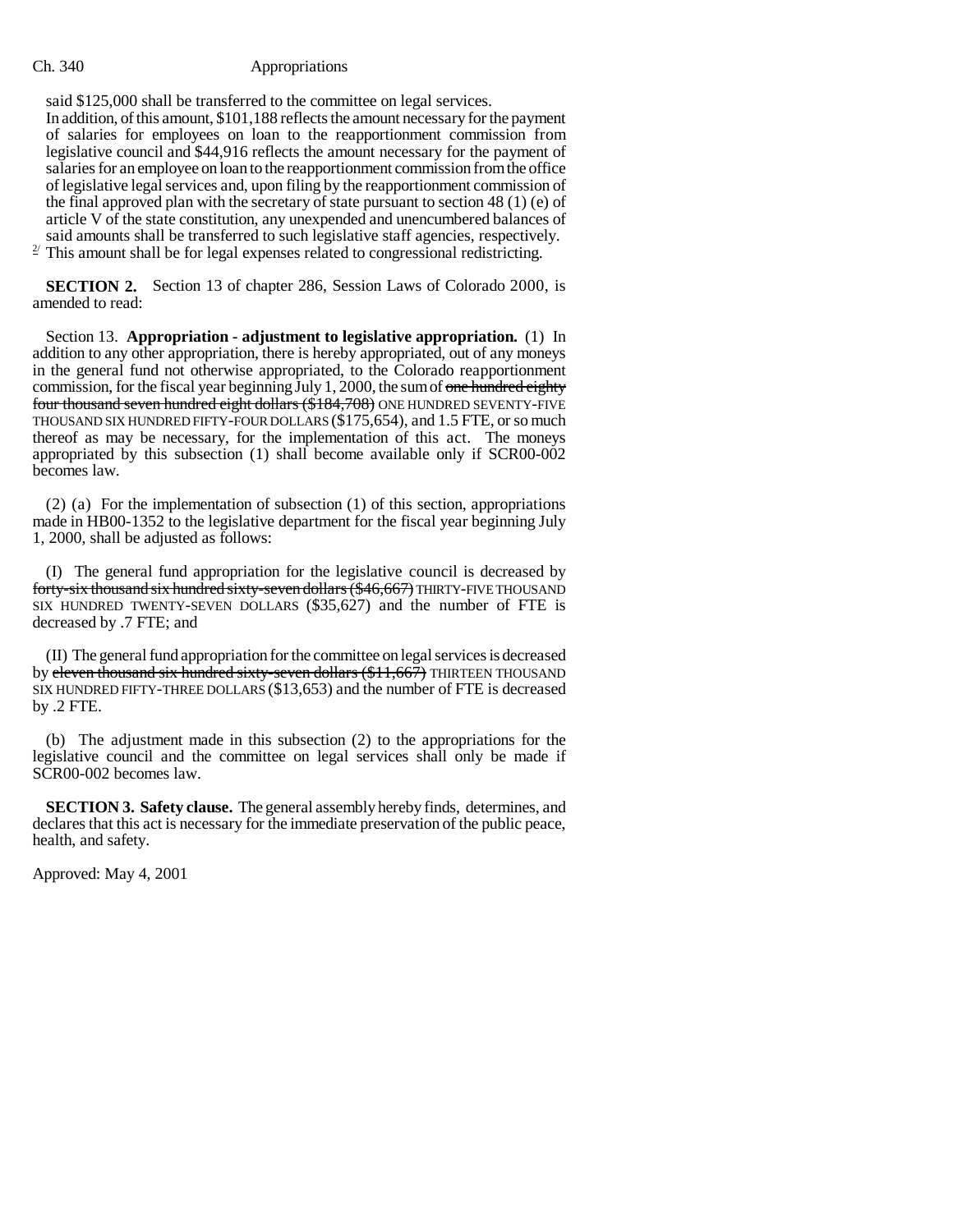said $125,000 shall be transferred to the committee on legal services.

In addition, of this amount, $101,188 reflects the amount necessary for the payment of salaries for employees on loan to the reapportionment commission from legislative council and $44,916 reflects the amount necessary for the payment of salaries for an employee on loan to the reapportionment commission from the office of legislative legal services and, upon filing by the reapportionment commission of the final approved plan with the secretary of state pursuant to section 48 (1) (e) of article V of the state constitution, any unexpended and unencumbered balances of said amounts shall be transferred to such legislative staff agencies, respectively.

[2/] This amount shall be for legal expenses related to congressional redistricting.

**SECTION 2.** Section 13 of chapter 286, Session Laws of Colorado 2000, is amended to read:

Section 13. **Appropriation - adjustment to legislative appropriation.** (1) In addition to any other appropriation, there is hereby appropriated, out of any moneys in the general fund not otherwise appropriated, to the Colorado reapportionment commission, for the fiscal year beginning July 1, 2000, the sum of ~~one hundred eighty four thousand seven hundred eight dollars ($184,708)~~ ONE HUNDRED SEVENTY-FIVE THOUSAND SIX HUNDRED FIFTY-FOUR DOLLARS ($175,654), and 1.5 FTE, or so much thereof as may be necessary, for the implementation of this act. The moneys appropriated by this subsection (1) shall become available only if SCR00-002 becomes law.

(2) (a) For the implementation of subsection (1) of this section, appropriations made in HB00-1352 to the legislative department for the fiscal year beginning July 1, 2000, shall be adjusted as follows:

(I) The general fund appropriation for the legislative council is decreased by ~~forty-six thousand six hundred sixty-seven dollars ($46,667)~~ THIRTY-FIVE THOUSAND SIX HUNDRED TWENTY-SEVEN DOLLARS ($35,627) and the number of FTE is decreased by .7 FTE; and

(II) The general fund appropriation for the committee on legal services is decreased by ~~eleven thousand six hundred sixty-seven dollars ($11,667)~~ THIRTEEN THOUSAND SIX HUNDRED FIFTY-THREE DOLLARS ($13,653) and the number of FTE is decreased by .2 FTE.

(b) The adjustment made in this subsection (2) to the appropriations for the legislative council and the committee on legal services shall only be made if SCR00-002 becomes law.

**SECTION 3. Safety clause.** The general assembly hereby finds, determines, and declares that this act is necessary for the immediate preservation of the public peace, health, and safety.

Approved: May 4, 2001